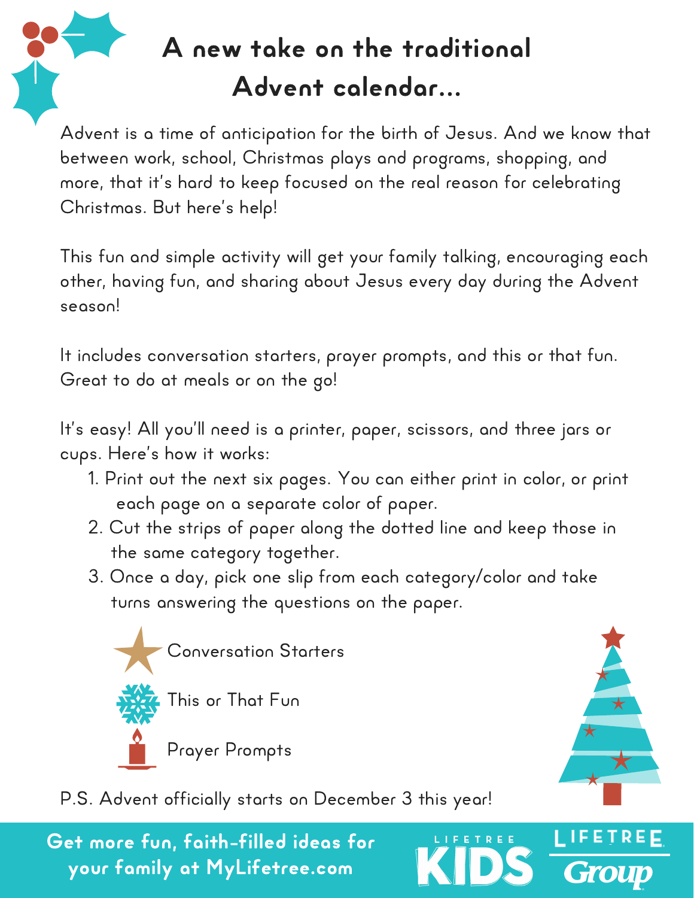# A new take on the traditional Advent calendar...

Advent is a time of anticipation for the birth of Jesus. And we know that between work, school, Christmas plays and programs, shopping, and more, that it's hard to keep focused on the real reason for celebrating Christmas. But here's help!

This fun and simple activity will get your family talking, encouraging each other, having fun, and sharing about Jesus every day during the Advent season!

It includes conversation starters, prayer prompts, and this or that fun. Great to do at meals or on the go!

It's easy! All you'll need is a printer, paper, scissors, and three jars or cups. Here's how it works:

1. Print out the next six pages. You can either print in color, or print each page on a separate color of paper.
2. Cut the strips of paper along the dotted line and keep those in the same category together.
3. Once a day, pick one slip from each category/color and take turns answering the questions on the paper.

- Conversation Starters
- This or That Fun
- Prayer Prompts

P.S. Advent officially starts on December 3 this year!

**Get more fun, faith-filled ideas for your family at MyLifetree.com**

LIFETREE KIDS | LIFETREE Group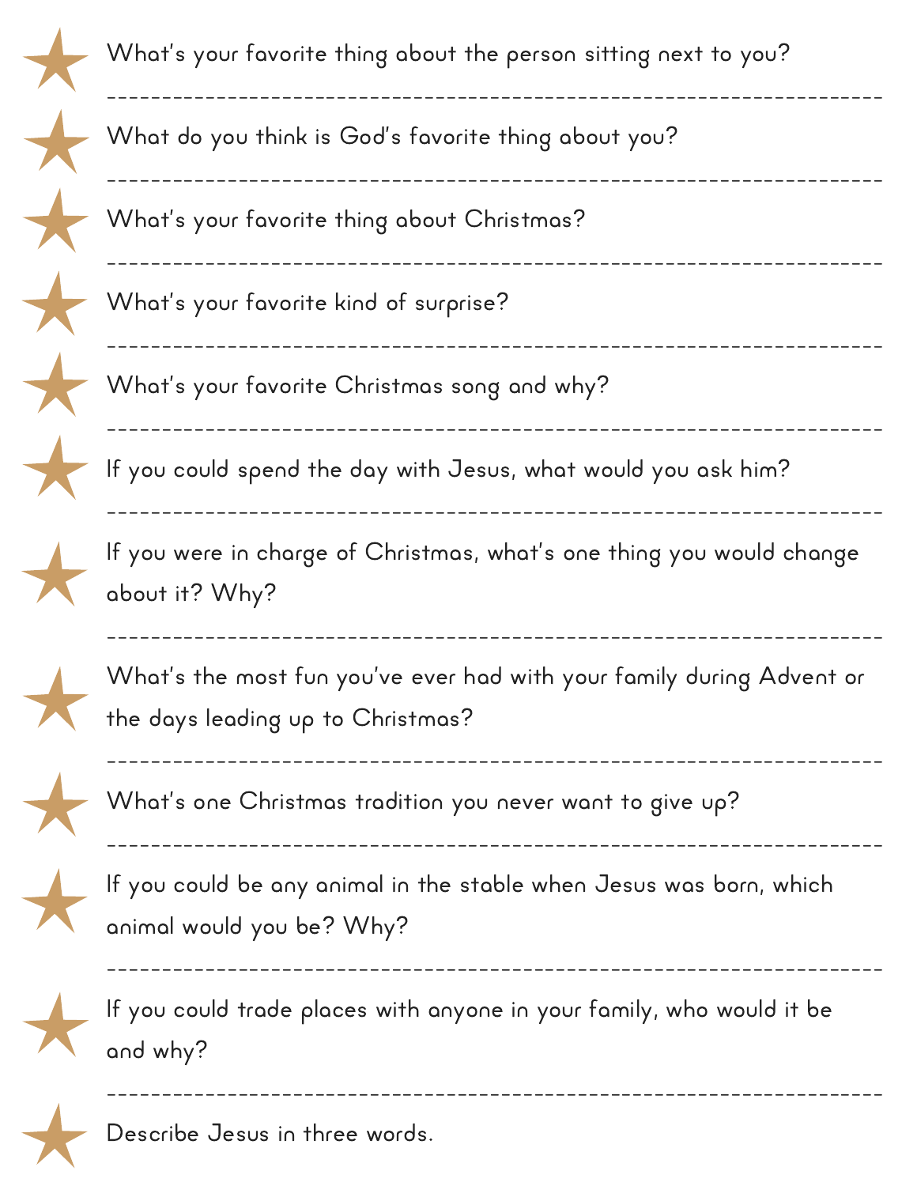- What's your favorite thing about the person sitting next to you?

- What do you think is God's favorite thing about you?

- What's your favorite thing about Christmas?

- What's your favorite kind of surprise?

- What's your favorite Christmas song and why?

- If you could spend the day with Jesus, what would you ask him?

- If you were in charge of Christmas, what's one thing you would change about it? Why?

- What's the most fun you've ever had with your family during Advent or the days leading up to Christmas?

- What's one Christmas tradition you never want to give up?

- If you could be any animal in the stable when Jesus was born, which animal would you be? Why?

- If you could trade places with anyone in your family, who would it be and why?

- Describe Jesus in three words.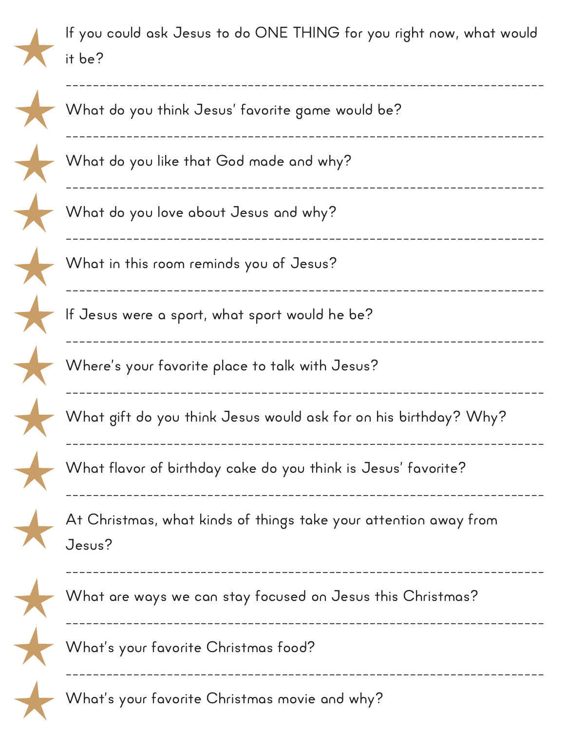★ If you could ask Jesus to do ONE THING for you right now, what would it be?

---

★ What do you think Jesus' favorite game would be?

---

★ What do you like that God made and why?

---

★ What do you love about Jesus and why?

---

★ What in this room reminds you of Jesus?

---

★ If Jesus were a sport, what sport would he be?

---

★ Where's your favorite place to talk with Jesus?

---

★ What gift do you think Jesus would ask for on his birthday? Why?

---

★ What flavor of birthday cake do you think is Jesus' favorite?

---

★ At Christmas, what kinds of things take your attention away from Jesus?

---

★ What are ways we can stay focused on Jesus this Christmas?

---

★ What's your favorite Christmas food?

---

★ What's your favorite Christmas movie and why?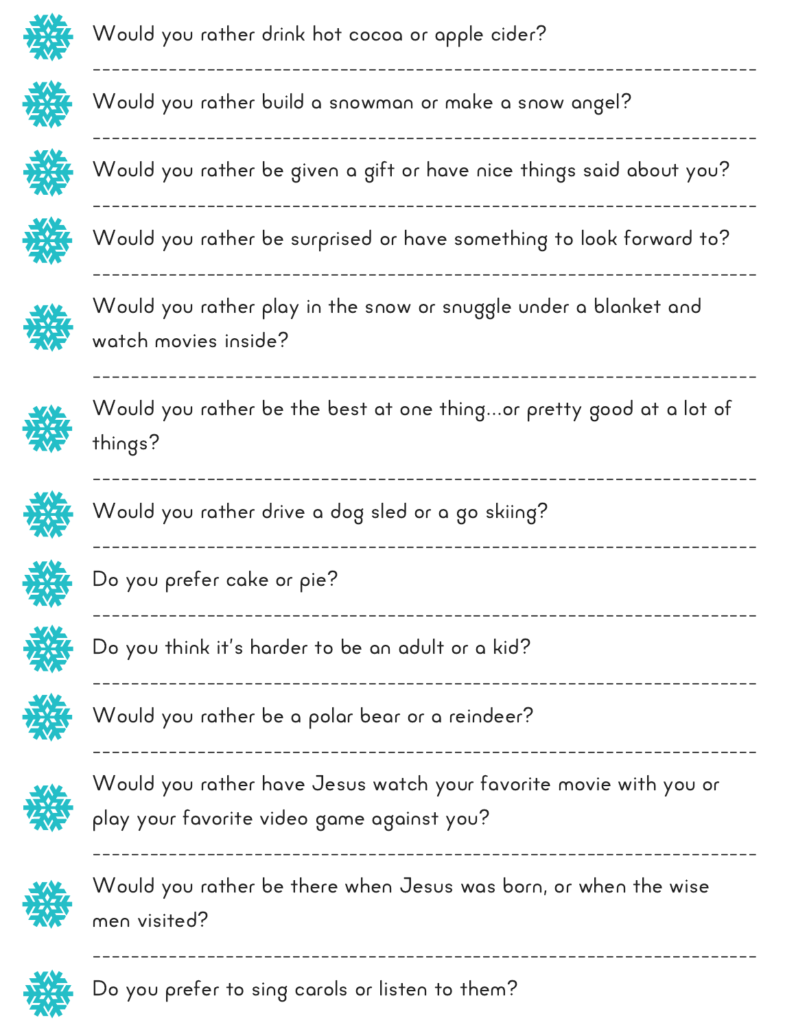- Would you rather drink hot cocoa or apple cider?

- Would you rather build a snowman or make a snow angel?

- Would you rather be given a gift or have nice things said about you?

- Would you rather be surprised or have something to look forward to?

- Would you rather play in the snow or snuggle under a blanket and watch movies inside?

- Would you rather be the best at one thing...or pretty good at a lot of things?

- Would you rather drive a dog sled or a go skiing?

- Do you prefer cake or pie?

- Do you think it's harder to be an adult or a kid?

- Would you rather be a polar bear or a reindeer?

- Would you rather have Jesus watch your favorite movie with you or play your favorite video game against you?

- Would you rather be there when Jesus was born, or when the wise men visited?

- Do you prefer to sing carols or listen to them?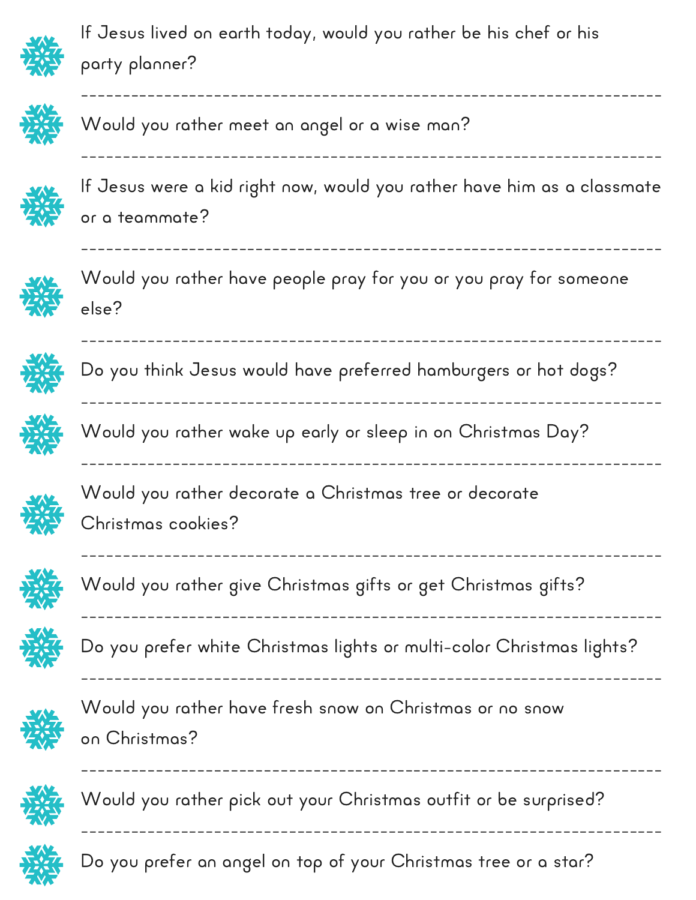- If Jesus lived on earth today, would you rather be his chef or his party planner?

- Would you rather meet an angel or a wise man?

- If Jesus were a kid right now, would you rather have him as a classmate or a teammate?

- Would you rather have people pray for you or you pray for someone else?

- Do you think Jesus would have preferred hamburgers or hot dogs?

- Would you rather wake up early or sleep in on Christmas Day?

- Would you rather decorate a Christmas tree or decorate Christmas cookies?

- Would you rather give Christmas gifts or get Christmas gifts?

- Do you prefer white Christmas lights or multi-color Christmas lights?

- Would you rather have fresh snow on Christmas or no snow on Christmas?

- Would you rather pick out your Christmas outfit or be surprised?

- Do you prefer an angel on top of your Christmas tree or a star?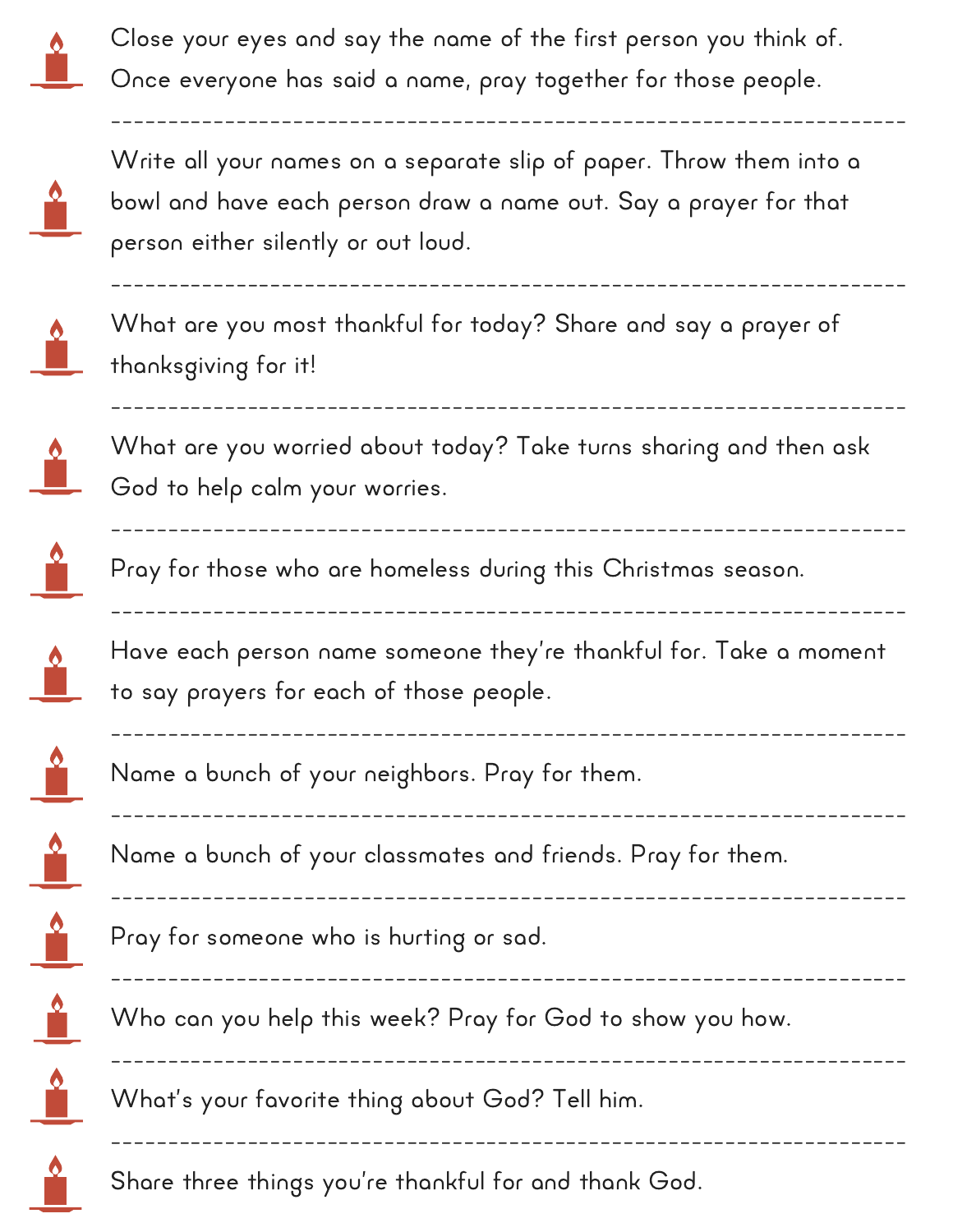Close your eyes and say the name of the first person you think of. Once everyone has said a name, pray together for those people.

---

Write all your names on a separate slip of paper. Throw them into a bowl and have each person draw a name out. Say a prayer for that person either silently or out loud.

---

What are you most thankful for today? Share and say a prayer of thanksgiving for it!

---

What are you worried about today? Take turns sharing and then ask God to help calm your worries.

---

Pray for those who are homeless during this Christmas season.

---

Have each person name someone they're thankful for. Take a moment to say prayers for each of those people.

---

Name a bunch of your neighbors. Pray for them.

---

Name a bunch of your classmates and friends. Pray for them.

---

Pray for someone who is hurting or sad.

---

Who can you help this week? Pray for God to show you how.

---

What's your favorite thing about God? Tell him.

---

Share three things you're thankful for and thank God.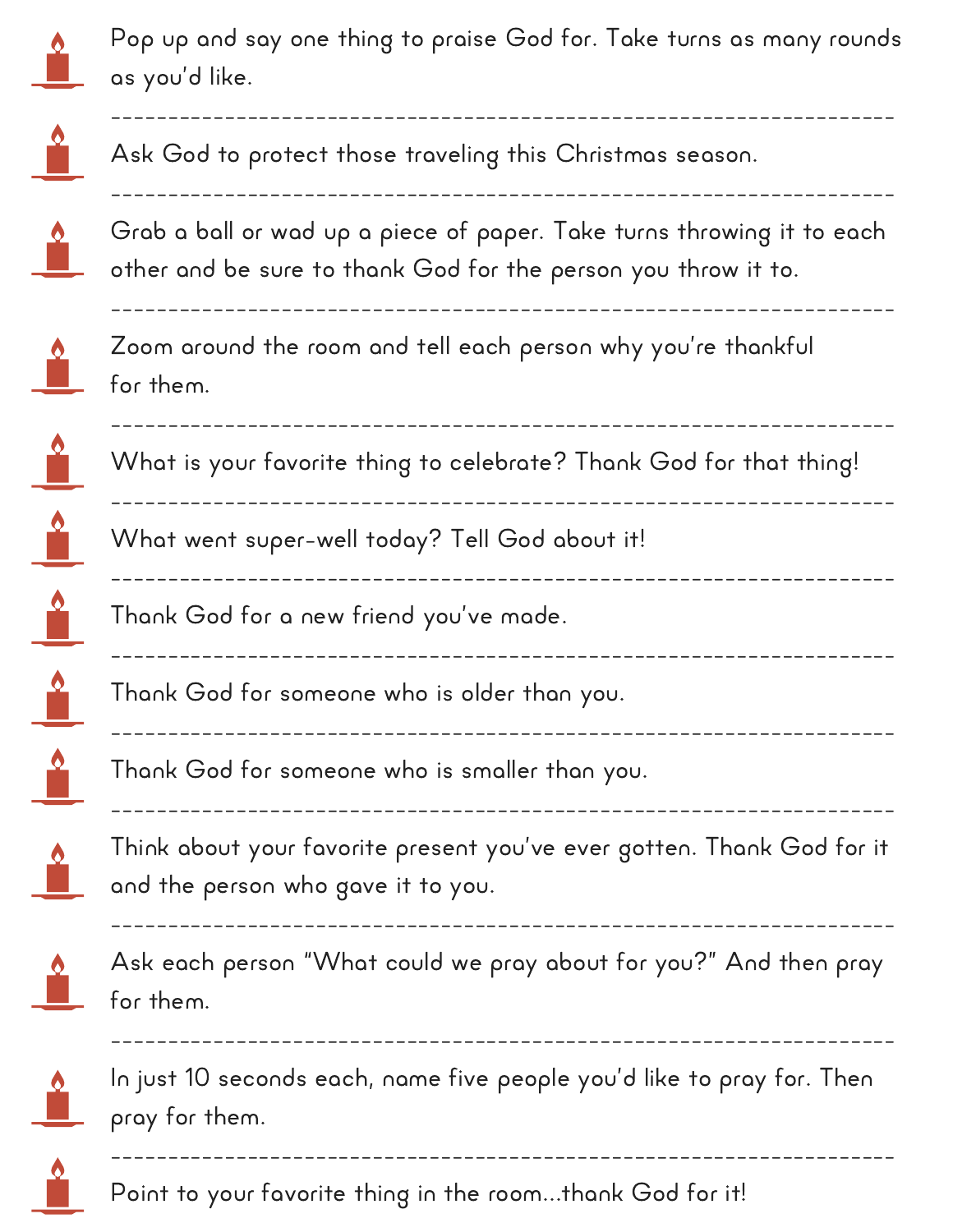- Pop up and say one thing to praise God for. Take turns as many rounds as you'd like.

---

- Ask God to protect those traveling this Christmas season.

---

- Grab a ball or wad up a piece of paper. Take turns throwing it to each other and be sure to thank God for the person you throw it to.

---

- Zoom around the room and tell each person why you're thankful for them.

---

- What is your favorite thing to celebrate? Thank God for that thing!

---

- What went super-well today? Tell God about it!

---

- Thank God for a new friend you've made.

---

- Thank God for someone who is older than you.

---

- Thank God for someone who is smaller than you.

---

- Think about your favorite present you've ever gotten. Thank God for it and the person who gave it to you.

---

- Ask each person "What could we pray about for you?" And then pray for them.

---

- In just 10 seconds each, name five people you'd like to pray for. Then pray for them.

---

- Point to your favorite thing in the room...thank God for it!